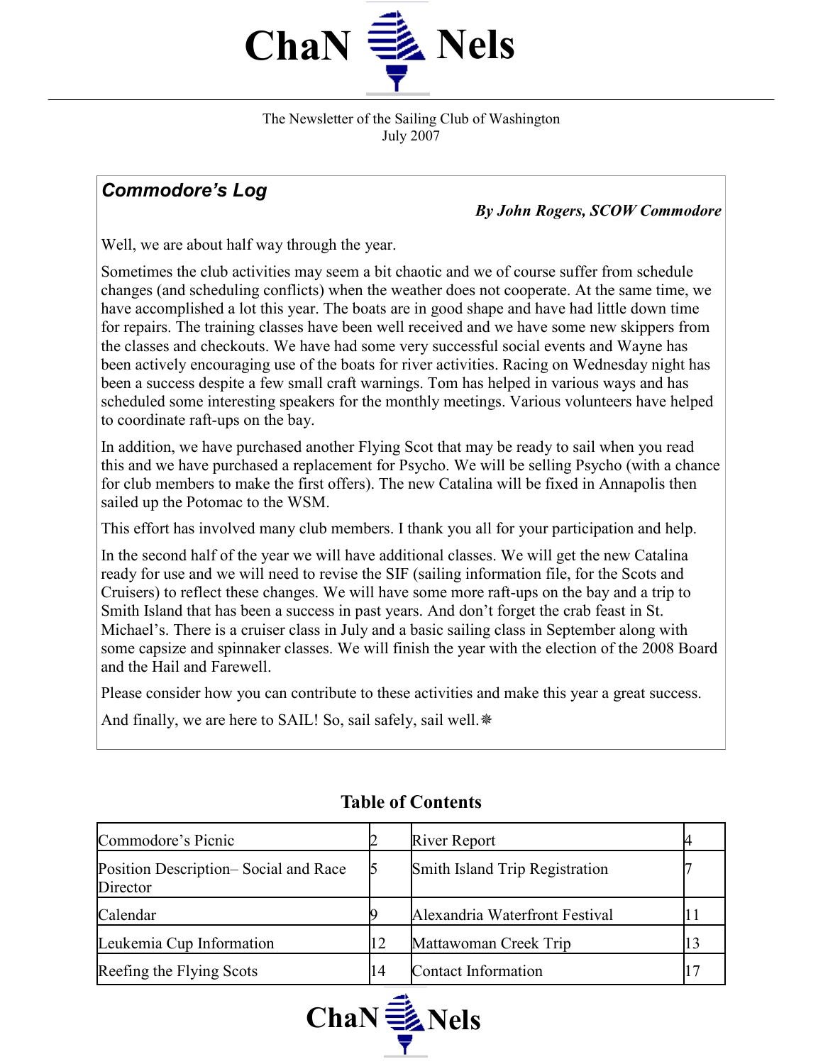# ChaN Nels

The Newsletter of the Sailing Club of Washington
July 2007

## *Commodore's Log*

***By John Rogers, SCOW Commodore***

Well, we are about half way through the year.

Sometimes the club activities may seem a bit chaotic and we of course suffer from schedule changes (and scheduling conflicts) when the weather does not cooperate. At the same time, we have accomplished a lot this year. The boats are in good shape and have had little down time for repairs. The training classes have been well received and we have some new skippers from the classes and checkouts. We have had some very successful social events and Wayne has been actively encouraging use of the boats for river activities. Racing on Wednesday night has been a success despite a few small craft warnings. Tom has helped in various ways and has scheduled some interesting speakers for the monthly meetings. Various volunteers have helped to coordinate raft-ups on the bay.

In addition, we have purchased another Flying Scot that may be ready to sail when you read this and we have purchased a replacement for Psycho. We will be selling Psycho (with a chance for club members to make the first offers). The new Catalina will be fixed in Annapolis then sailed up the Potomac to the WSM.

This effort has involved many club members. I thank you all for your participation and help.

In the second half of the year we will have additional classes. We will get the new Catalina ready for use and we will need to revise the SIF (sailing information file, for the Scots and Cruisers) to reflect these changes. We will have some more raft-ups on the bay and a trip to Smith Island that has been a success in past years. And don't forget the crab feast in St. Michael's. There is a cruiser class in July and a basic sailing class in September along with some capsize and spinnaker classes. We will finish the year with the election of the 2008 Board and the Hail and Farewell.

Please consider how you can contribute to these activities and make this year a great success.

And finally, we are here to SAIL! So, sail safely, sail well.❋

## Table of Contents

| | | | |
|---|---|---|---|
| Commodore's Picnic | 2 | River Report | 4 |
| Position Description– Social and Race Director | 5 | Smith Island Trip Registration | 7 |
| Calendar | 9 | Alexandria Waterfront Festival | 11 |
| Leukemia Cup Information | 12 | Mattawoman Creek Trip | 13 |
| Reefing the Flying Scots | 14 | Contact Information | 17 |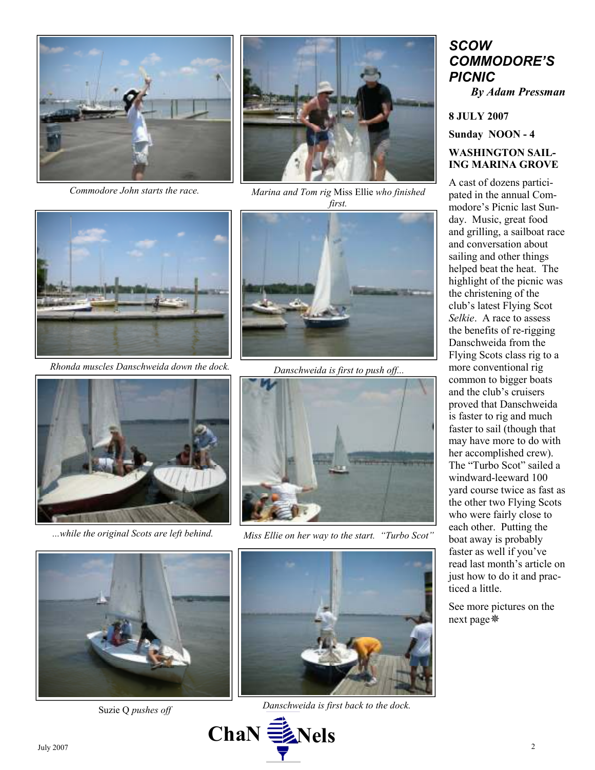Commodore John starts the race.

*Marina and Tom rig* Miss Ellie *who finished first.*

*Rhonda muscles Danschweida down the dock.*

*Danschweida is first to push off...*

*...while the original Scots are left behind.*

*Miss Ellie on her way to the start. "Turbo Scot"*

Suzie Q *pushes off*

*Danschweida is first back to the dock.*

## *SCOW COMMODORE'S PICNIC*

***By Adam Pressman***

**8 JULY 2007**

**Sunday NOON - 4**

**WASHINGTON SAILING MARINA GROVE**

A cast of dozens participated in the annual Commodore's Picnic last Sunday. Music, great food and grilling, a sailboat race and conversation about sailing and other things helped beat the heat. The highlight of the picnic was the christening of the club's latest Flying Scot *Selkie*. A race to assess the benefits of re-rigging Danschweida from the Flying Scots class rig to a more conventional rig common to bigger boats and the club's cruisers proved that Danschweida is faster to rig and much faster to sail (though that may have more to do with her accomplished crew). The "Turbo Scot" sailed a windward-leeward 100 yard course twice as fast as the other two Flying Scots who were fairly close to each other. Putting the boat away is probably faster as well if you've read last month's article on just how to do it and practiced a little.

See more pictures on the next page❋

ChaNNels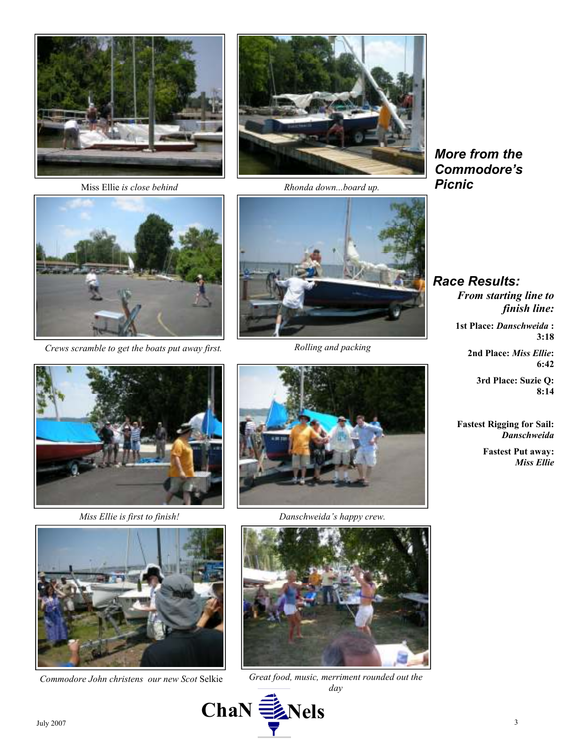Miss Ellie *is close behind*

*Rhonda down...board up.*

## *More from the Commodore's Picnic*

*Crews scramble to get the boats put away first.*

*Rolling and packing*

*Miss Ellie is first to finish!*

*Danschweida's happy crew.*

*Commodore John christens our new Scot* Selkie

*Great food, music, merriment rounded out the day*

## *Race Results:*

***From starting line to finish line:***

**1st Place:** ***Danschweida*** **: 3:18**

**2nd Place:** ***Miss Ellie*****: 6:42**

**3rd Place: Suzie Q: 8:14**

**Fastest Rigging for Sail:** ***Danschweida***

**Fastest Put away:** ***Miss Ellie***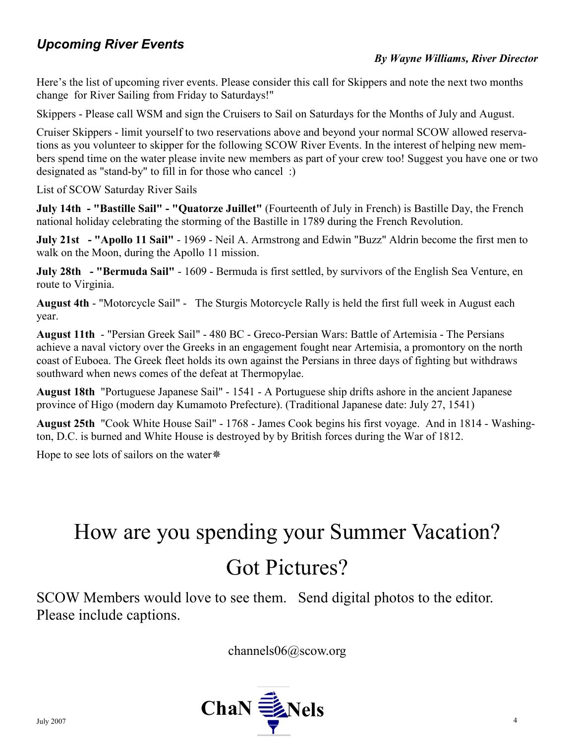## *Upcoming River Events*

***By Wayne Williams, River Director***

Here's the list of upcoming river events. Please consider this call for Skippers and note the next two months change for River Sailing from Friday to Saturdays!"

Skippers - Please call WSM and sign the Cruisers to Sail on Saturdays for the Months of July and August.

Cruiser Skippers - limit yourself to two reservations above and beyond your normal SCOW allowed reservations as you volunteer to skipper for the following SCOW River Events. In the interest of helping new members spend time on the water please invite new members as part of your crew too! Suggest you have one or two designated as "stand-by" to fill in for those who cancel :)

List of SCOW Saturday River Sails

**July 14th - "Bastille Sail" - "Quatorze Juillet"** (Fourteenth of July in French) is Bastille Day, the French national holiday celebrating the storming of the Bastille in 1789 during the French Revolution.

**July 21st - "Apollo 11 Sail"** - 1969 - Neil A. Armstrong and Edwin "Buzz" Aldrin become the first men to walk on the Moon, during the Apollo 11 mission.

**July 28th - "Bermuda Sail"** - 1609 - Bermuda is first settled, by survivors of the English Sea Venture, en route to Virginia.

**August 4th** - "Motorcycle Sail" - The Sturgis Motorcycle Rally is held the first full week in August each year.

**August 11th** - "Persian Greek Sail" - 480 BC - Greco-Persian Wars: Battle of Artemisia - The Persians achieve a naval victory over the Greeks in an engagement fought near Artemisia, a promontory on the north coast of Euboea. The Greek fleet holds its own against the Persians in three days of fighting but withdraws southward when news comes of the defeat at Thermopylae.

**August 18th** "Portuguese Japanese Sail" - 1541 - A Portuguese ship drifts ashore in the ancient Japanese province of Higo (modern day Kumamoto Prefecture). (Traditional Japanese date: July 27, 1541)

**August 25th** "Cook White House Sail" - 1768 - James Cook begins his first voyage. And in 1814 - Washington, D.C. is burned and White House is destroyed by by British forces during the War of 1812.

Hope to see lots of sailors on the water❋

# How are you spending your Summer Vacation?

# Got Pictures?

SCOW Members would love to see them. Send digital photos to the editor. Please include captions.

channels06@scow.org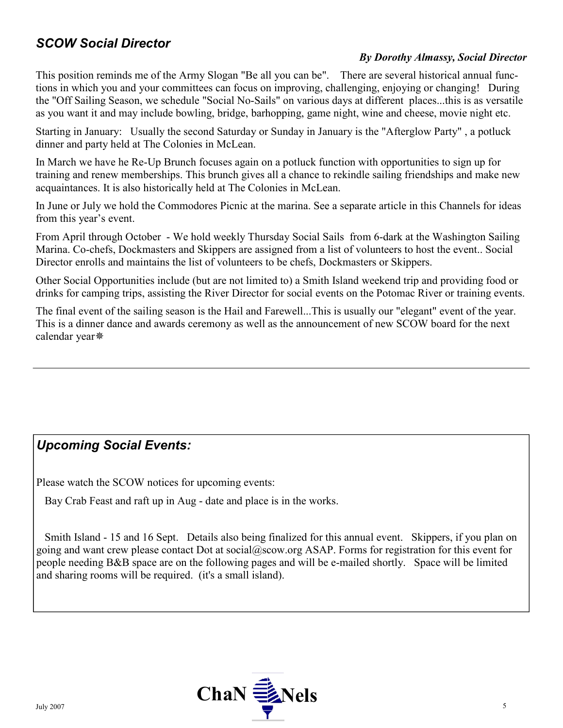## *SCOW Social Director*

***By Dorothy Almassy, Social Director***

This position reminds me of the Army Slogan "Be all you can be". There are several historical annual functions in which you and your committees can focus on improving, challenging, enjoying or changing! During the "Off Sailing Season, we schedule "Social No-Sails" on various days at different places...this is as versatile as you want it and may include bowling, bridge, barhopping, game night, wine and cheese, movie night etc.

Starting in January: Usually the second Saturday or Sunday in January is the "Afterglow Party" , a potluck dinner and party held at The Colonies in McLean.

In March we have he Re-Up Brunch focuses again on a potluck function with opportunities to sign up for training and renew memberships. This brunch gives all a chance to rekindle sailing friendships and make new acquaintances. It is also historically held at The Colonies in McLean.

In June or July we hold the Commodores Picnic at the marina. See a separate article in this Channels for ideas from this year's event.

From April through October - We hold weekly Thursday Social Sails from 6-dark at the Washington Sailing Marina. Co-chefs, Dockmasters and Skippers are assigned from a list of volunteers to host the event.. Social Director enrolls and maintains the list of volunteers to be chefs, Dockmasters or Skippers.

Other Social Opportunities include (but are not limited to) a Smith Island weekend trip and providing food or drinks for camping trips, assisting the River Director for social events on the Potomac River or training events.

The final event of the sailing season is the Hail and Farewell...This is usually our "elegant" event of the year. This is a dinner dance and awards ceremony as well as the announcement of new SCOW board for the next calendar year❋

---

## *Upcoming Social Events:*

Please watch the SCOW notices for upcoming events:

Bay Crab Feast and raft up in Aug - date and place is in the works.

Smith Island - 15 and 16 Sept. Details also being finalized for this annual event. Skippers, if you plan on going and want crew please contact Dot at social@scow.org ASAP. Forms for registration for this event for people needing B&B space are on the following pages and will be e-mailed shortly. Space will be limited and sharing rooms will be required. (it's a small island).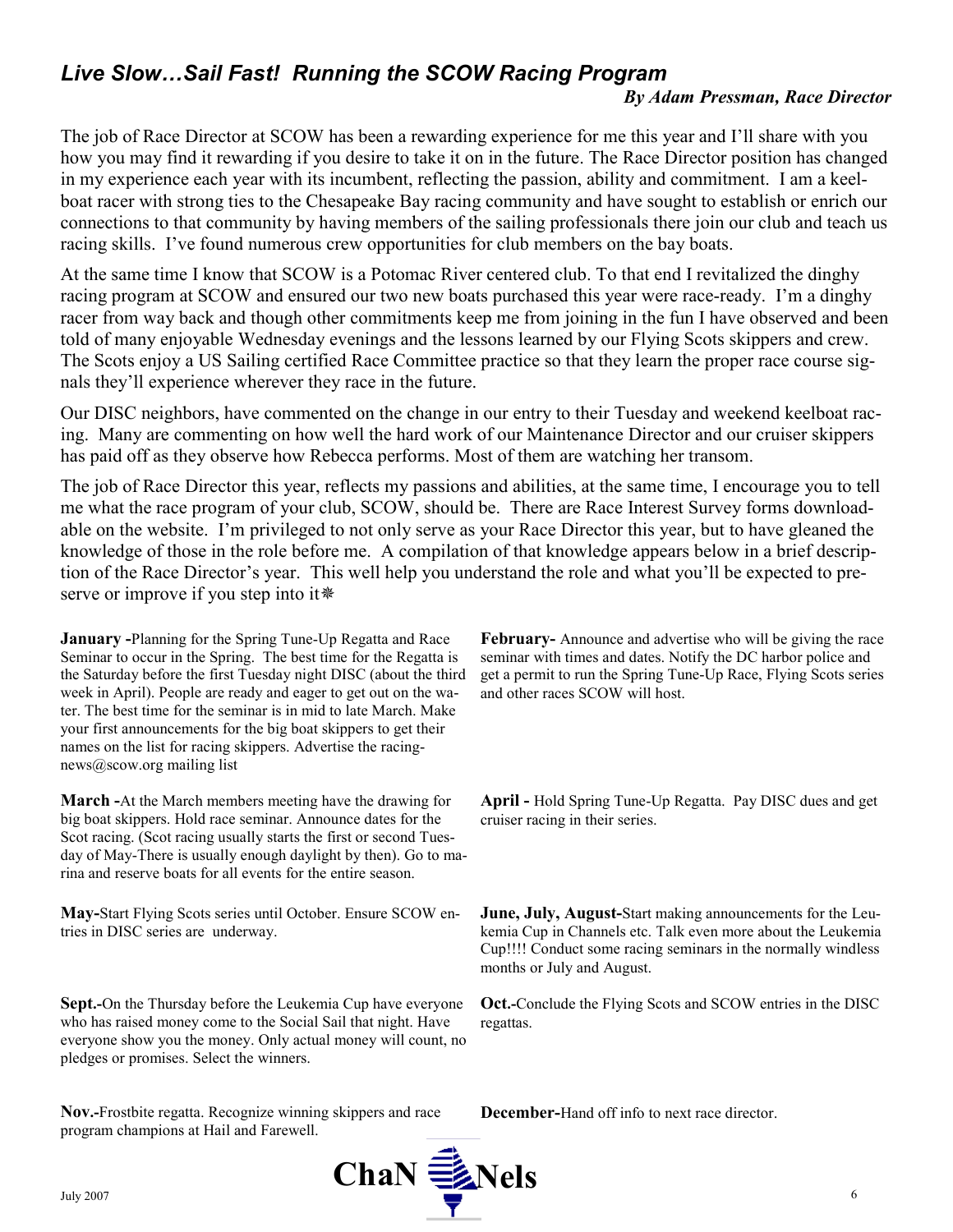## *Live Slow…Sail Fast! Running the SCOW Racing Program*

***By Adam Pressman, Race Director***

The job of Race Director at SCOW has been a rewarding experience for me this year and I'll share with you how you may find it rewarding if you desire to take it on in the future. The Race Director position has changed in my experience each year with its incumbent, reflecting the passion, ability and commitment. I am a keelboat racer with strong ties to the Chesapeake Bay racing community and have sought to establish or enrich our connections to that community by having members of the sailing professionals there join our club and teach us racing skills. I've found numerous crew opportunities for club members on the bay boats.

At the same time I know that SCOW is a Potomac River centered club. To that end I revitalized the dinghy racing program at SCOW and ensured our two new boats purchased this year were race-ready. I'm a dinghy racer from way back and though other commitments keep me from joining in the fun I have observed and been told of many enjoyable Wednesday evenings and the lessons learned by our Flying Scots skippers and crew. The Scots enjoy a US Sailing certified Race Committee practice so that they learn the proper race course signals they'll experience wherever they race in the future.

Our DISC neighbors, have commented on the change in our entry to their Tuesday and weekend keelboat racing. Many are commenting on how well the hard work of our Maintenance Director and our cruiser skippers has paid off as they observe how Rebecca performs. Most of them are watching her transom.

The job of Race Director this year, reflects my passions and abilities, at the same time, I encourage you to tell me what the race program of your club, SCOW, should be. There are Race Interest Survey forms downloadable on the website. I'm privileged to not only serve as your Race Director this year, but to have gleaned the knowledge of those in the role before me. A compilation of that knowledge appears below in a brief description of the Race Director's year. This well help you understand the role and what you'll be expected to preserve or improve if you step into it❋

**January -**Planning for the Spring Tune-Up Regatta and Race Seminar to occur in the Spring. The best time for the Regatta is the Saturday before the first Tuesday night DISC (about the third week in April). People are ready and eager to get out on the water. The best time for the seminar is in mid to late March. Make your first announcements for the big boat skippers to get their names on the list for racing skippers. Advertise the racing-news@scow.org mailing list

**February-** Announce and advertise who will be giving the race seminar with times and dates. Notify the DC harbor police and get a permit to run the Spring Tune-Up Race, Flying Scots series and other races SCOW will host.

**March -**At the March members meeting have the drawing for big boat skippers. Hold race seminar. Announce dates for the Scot racing. (Scot racing usually starts the first or second Tuesday of May-There is usually enough daylight by then). Go to marina and reserve boats for all events for the entire season.

**April -** Hold Spring Tune-Up Regatta. Pay DISC dues and get cruiser racing in their series.

**May-**Start Flying Scots series until October. Ensure SCOW entries in DISC series are underway.

**June, July, August-**Start making announcements for the Leukemia Cup in Channels etc. Talk even more about the Leukemia Cup!!!! Conduct some racing seminars in the normally windless months or July and August.

**Sept.-**On the Thursday before the Leukemia Cup have everyone who has raised money come to the Social Sail that night. Have everyone show you the money. Only actual money will count, no pledges or promises. Select the winners.

**Oct.-**Conclude the Flying Scots and SCOW entries in the DISC regattas.

**Nov.-**Frostbite regatta. Recognize winning skippers and race program champions at Hail and Farewell.

**December-**Hand off info to next race director.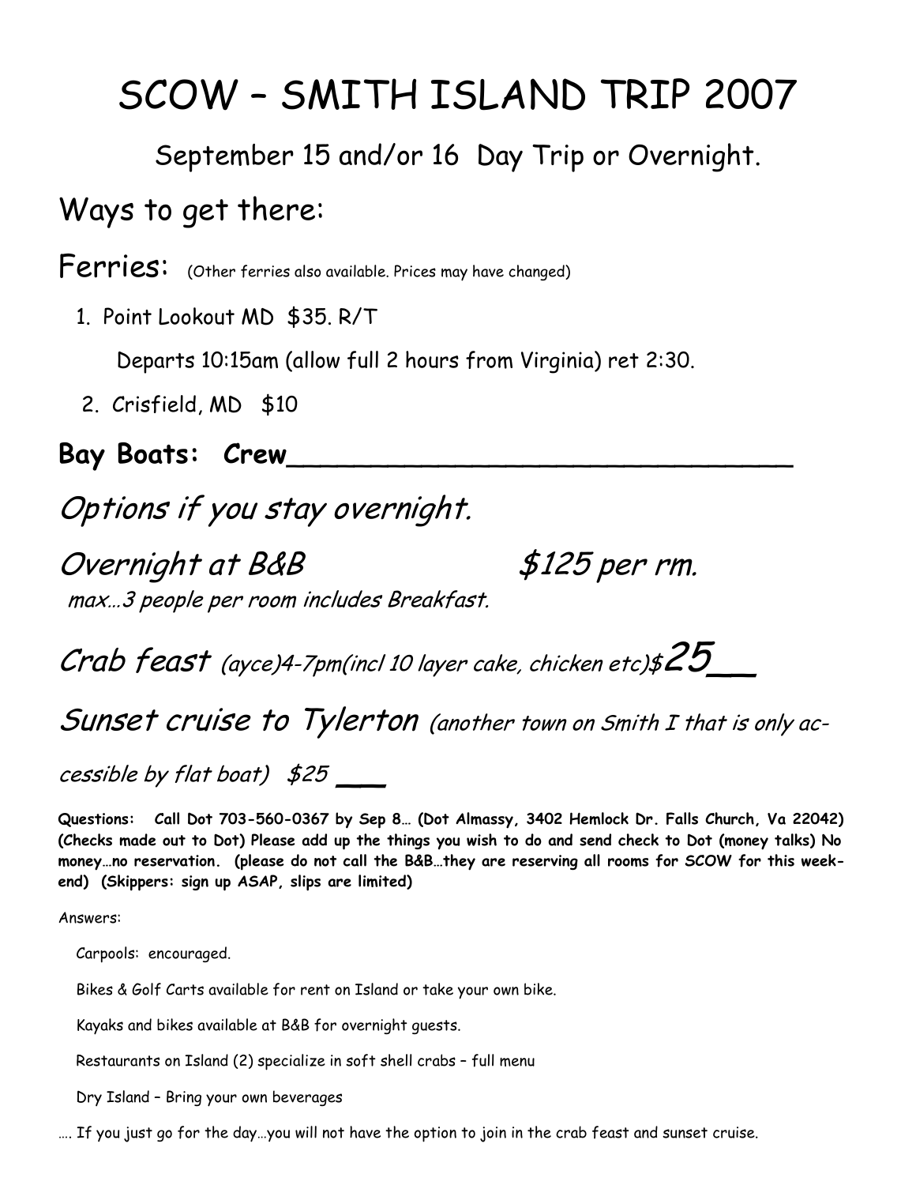# SCOW – SMITH ISLAND TRIP 2007

September 15 and/or 16 Day Trip or Overnight.

## Ways to get there:

**Ferries:** (Other ferries also available. Prices may have changed)

1. Point Lookout MD $35. R/T

   Departs 10:15am (allow full 2 hours from Virginia) ret 2:30.

2. Crisfield, MD $10

**Bay Boats: Crew______________________________**

## *Options if you stay overnight.*

*Overnight at B&B* *$125 per rm.*

*max…3 people per room includes Breakfast.*

*Crab feast (ayce)4-7pm(incl 10 layer cake, chicken etc)$25__*

*Sunset cruise to Tylerton (another town on Smith I that is only accessible by flat boat) $25 ___*

**Questions: Call Dot 703-560-0367 by Sep 8… (Dot Almassy, 3402 Hemlock Dr. Falls Church, Va 22042) (Checks made out to Dot) Please add up the things you wish to do and send check to Dot (money talks) No money…no reservation. (please do not call the B&B…they are reserving all rooms for SCOW for this weekend) (Skippers: sign up ASAP, slips are limited)**

Answers:

Carpools: encouraged.

Bikes & Golf Carts available for rent on Island or take your own bike.

Kayaks and bikes available at B&B for overnight guests.

Restaurants on Island (2) specialize in soft shell crabs – full menu

Dry Island – Bring your own beverages

…. If you just go for the day…you will not have the option to join in the crab feast and sunset cruise.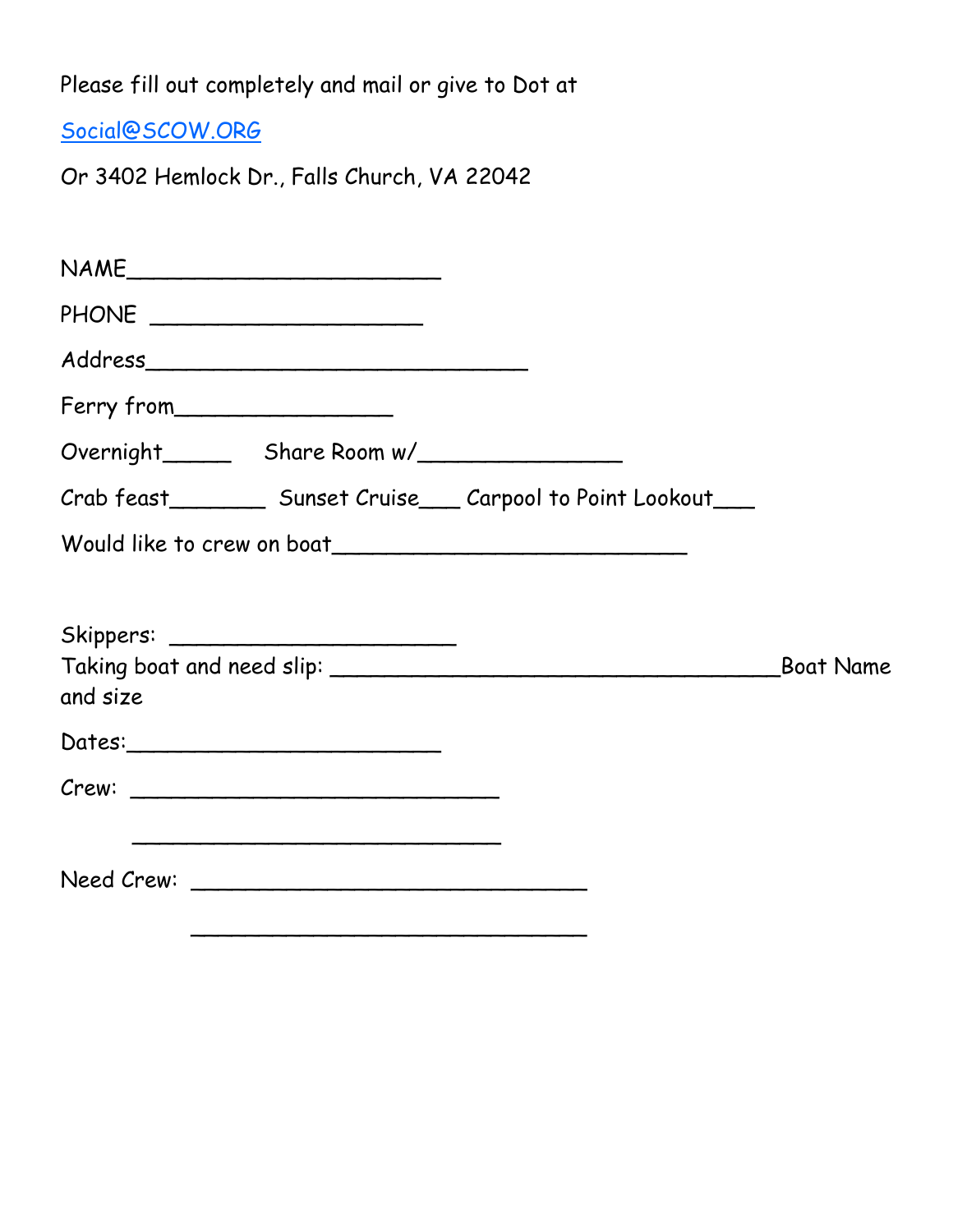Please fill out completely and mail or give to Dot at

Social@SCOW.ORG

Or 3402 Hemlock Dr., Falls Church, VA 22042

NAME________________________

PHONE _____________________

Address_____________________________

Ferry from_________________

Overnight_____ Share Room w/________________

Crab feast_______ Sunset Cruise___ Carpool to Point Lookout___

Would like to crew on boat___________________________

Skippers: _____________________

Taking boat and need slip: __________________________________Boat Name and size

Dates:________________________

Crew: ____________________________

____________________________

Need Crew: ______________________________

______________________________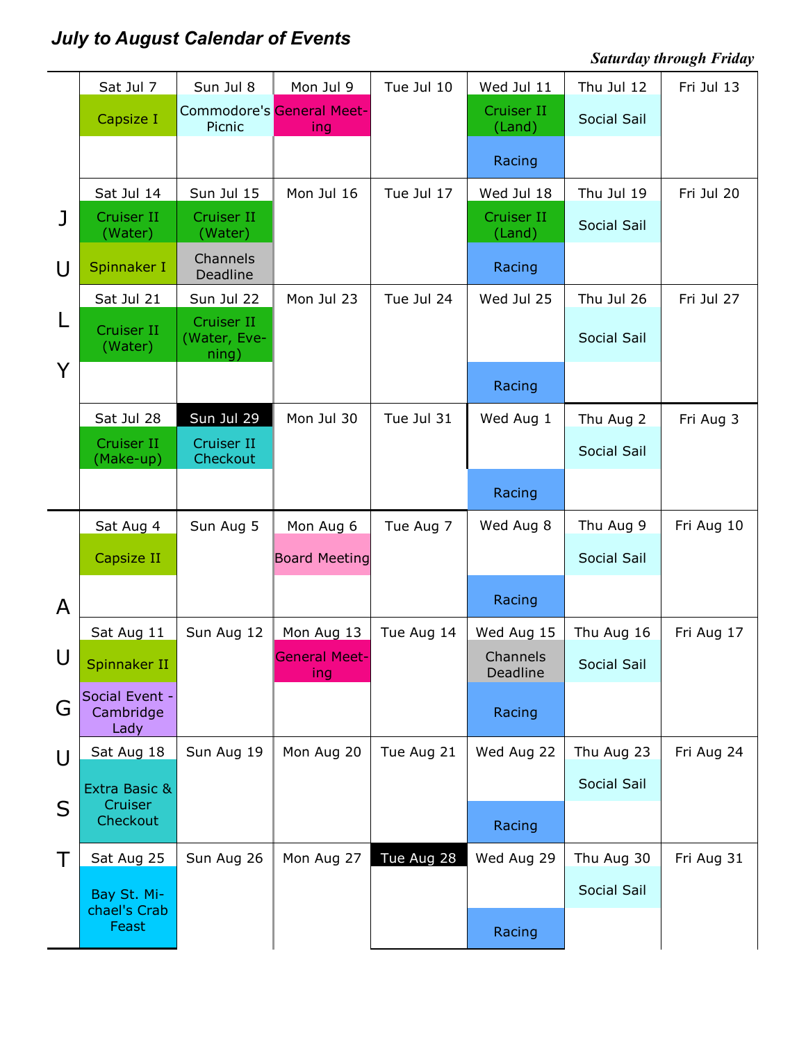## *July to August Calendar of Events*

***Saturday through Friday***

| Month | Sat | Sun | Mon | Tue | Wed | Thu | Fri |
|---|---|---|---|---|---|---|---|
| JULY | Sat Jul 7<br>Capsize I | Sun Jul 8<br>Commodore's Picnic | Mon Jul 9<br>General Meeting | Tue Jul 10 | Wed Jul 11<br>Cruiser II (Land)<br>Racing | Thu Jul 12<br>Social Sail | Fri Jul 13 |
| | Sat Jul 14<br>Cruiser II (Water)<br>Spinnaker I | Sun Jul 15<br>Cruiser II (Water)<br>Channels Deadline | Mon Jul 16 | Tue Jul 17 | Wed Jul 18<br>Cruiser II (Land)<br>Racing | Thu Jul 19<br>Social Sail | Fri Jul 20 |
| | Sat Jul 21<br>Cruiser II (Water) | Sun Jul 22<br>Cruiser II (Water, Evening) | Mon Jul 23 | Tue Jul 24 | Wed Jul 25<br>Racing | Thu Jul 26<br>Social Sail | Fri Jul 27 |
| | Sat Jul 28<br>Cruiser II (Make-up) | Sun Jul 29<br>Cruiser II Checkout | Mon Jul 30 | Tue Jul 31 | Wed Aug 1<br>Racing | Thu Aug 2<br>Social Sail | Fri Aug 3 |
| AUGUST | Sat Aug 4<br>Capsize II | Sun Aug 5 | Mon Aug 6<br>Board Meeting | Tue Aug 7 | Wed Aug 8<br>Racing | Thu Aug 9<br>Social Sail | Fri Aug 10 |
| | Sat Aug 11<br>Spinnaker II<br>Social Event - Cambridge Lady | Sun Aug 12 | Mon Aug 13<br>General Meeting | Tue Aug 14 | Wed Aug 15<br>Channels Deadline<br>Racing | Thu Aug 16<br>Social Sail | Fri Aug 17 |
| | Sat Aug 18<br>Extra Basic & Cruiser Checkout | Sun Aug 19 | Mon Aug 20 | Tue Aug 21 | Wed Aug 22<br>Racing | Thu Aug 23<br>Social Sail | Fri Aug 24 |
| | Sat Aug 25<br>Bay St. Michael's Crab Feast | Sun Aug 26 | Mon Aug 27 | Tue Aug 28 | Wed Aug 29<br>Racing | Thu Aug 30<br>Social Sail | Fri Aug 31 |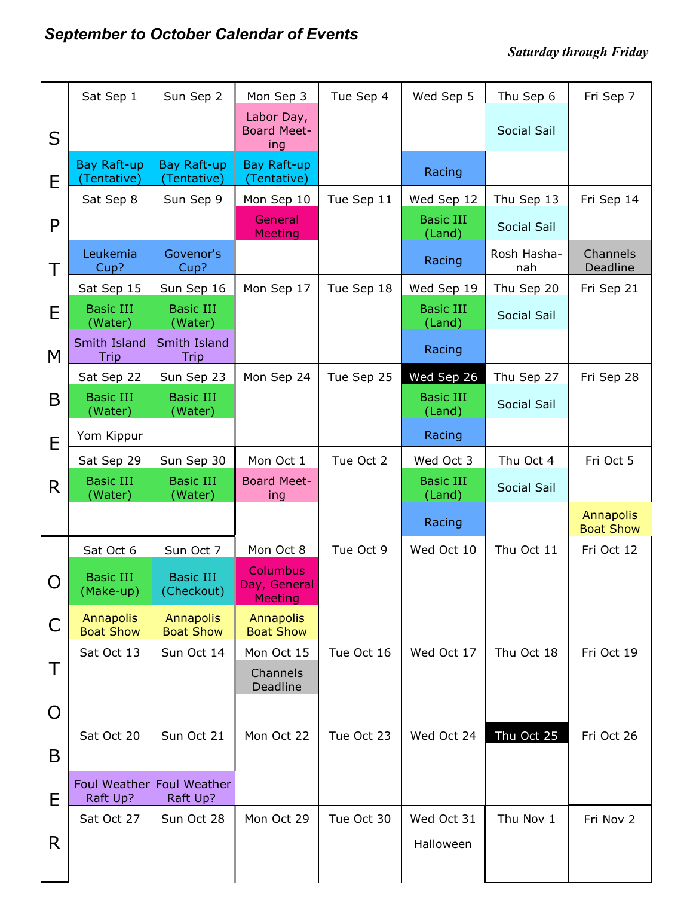## *September to October Calendar of Events*

***Saturday through Friday***

| | Sat | Sun | Mon | Tue | Wed | Thu | Fri |
|---|---|---|---|---|---|---|---|
| SEPTEMBER | Sat Sep 1<br>Bay Raft-up (Tentative) | Sun Sep 2<br>Bay Raft-up (Tentative) | Mon Sep 3<br>Labor Day, Board Meeting<br>Bay Raft-up (Tentative) | Tue Sep 4 | Wed Sep 5<br>Racing | Thu Sep 6<br>Social Sail | Fri Sep 7 |
| | Sat Sep 8<br>Leukemia Cup? | Sun Sep 9<br>Govenor's Cup? | Mon Sep 10<br>General Meeting | Tue Sep 11 | Wed Sep 12<br>Basic III (Land)<br>Racing | Thu Sep 13<br>Social Sail<br>Rosh Hashanah | Fri Sep 14<br>Channels Deadline |
| | Sat Sep 15<br>Basic III (Water)<br>Smith Island Trip | Sun Sep 16<br>Basic III (Water)<br>Smith Island Trip | Mon Sep 17 | Tue Sep 18 | Wed Sep 19<br>Basic III (Land)<br>Racing | Thu Sep 20<br>Social Sail | Fri Sep 21 |
| | Sat Sep 22<br>Basic III (Water)<br>Yom Kippur | Sun Sep 23<br>Basic III (Water) | Mon Sep 24 | Tue Sep 25 | Wed Sep 26<br>Basic III (Land)<br>Racing | Thu Sep 27<br>Social Sail | Fri Sep 28 |
| | Sat Sep 29<br>Basic III (Water) | Sun Sep 30<br>Basic III (Water) | Mon Oct 1<br>Board Meeting | Tue Oct 2 | Wed Oct 3<br>Basic III (Land)<br>Racing | Thu Oct 4<br>Social Sail | Fri Oct 5<br>Annapolis Boat Show |
| OCTOBER | Sat Oct 6<br>Basic III (Make-up)<br>Annapolis Boat Show | Sun Oct 7<br>Basic III (Checkout)<br>Annapolis Boat Show | Mon Oct 8<br>Columbus Day, General Meeting<br>Annapolis Boat Show | Tue Oct 9 | Wed Oct 10 | Thu Oct 11 | Fri Oct 12 |
| | Sat Oct 13 | Sun Oct 14 | Mon Oct 15<br>Channels Deadline | Tue Oct 16 | Wed Oct 17 | Thu Oct 18 | Fri Oct 19 |
| | Sat Oct 20<br>Foul Weather Raft Up? | Sun Oct 21<br>Foul Weather Raft Up? | Mon Oct 22 | Tue Oct 23 | Wed Oct 24 | Thu Oct 25 | Fri Oct 26 |
| | Sat Oct 27 | Sun Oct 28 | Mon Oct 29 | Tue Oct 30 | Wed Oct 31<br>Halloween | Thu Nov 1 | Fri Nov 2 |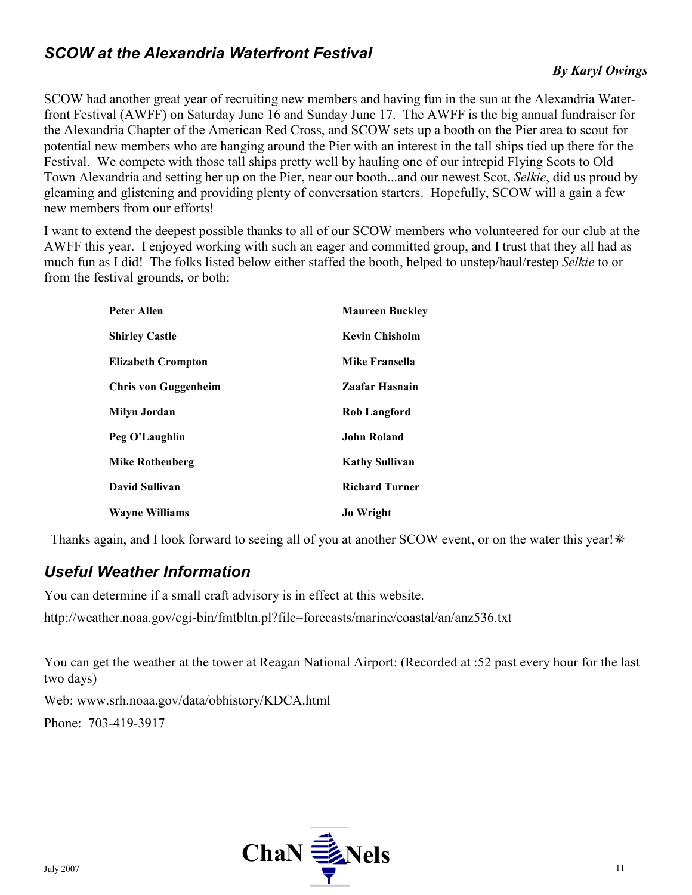## *SCOW at the Alexandria Waterfront Festival*

***By Karyl Owings***

SCOW had another great year of recruiting new members and having fun in the sun at the Alexandria Waterfront Festival (AWFF) on Saturday June 16 and Sunday June 17. The AWFF is the big annual fundraiser for the Alexandria Chapter of the American Red Cross, and SCOW sets up a booth on the Pier area to scout for potential new members who are hanging around the Pier with an interest in the tall ships tied up there for the Festival. We compete with those tall ships pretty well by hauling one of our intrepid Flying Scots to Old Town Alexandria and setting her up on the Pier, near our booth...and our newest Scot, *Selkie*, did us proud by gleaming and glistening and providing plenty of conversation starters. Hopefully, SCOW will a gain a few new members from our efforts!

I want to extend the deepest possible thanks to all of our SCOW members who volunteered for our club at the AWFF this year. I enjoyed working with such an eager and committed group, and I trust that they all had as much fun as I did! The folks listed below either staffed the booth, helped to unstep/haul/restep *Selkie* to or from the festival grounds, or both:

| | |
|---|---|
| **Peter Allen** | **Maureen Buckley** |
| **Shirley Castle** | **Kevin Chisholm** |
| **Elizabeth Crompton** | **Mike Fransella** |
| **Chris von Guggenheim** | **Zaafar Hasnain** |
| **Milyn Jordan** | **Rob Langford** |
| **Peg O'Laughlin** | **John Roland** |
| **Mike Rothenberg** | **Kathy Sullivan** |
| **David Sullivan** | **Richard Turner** |
| **Wayne Williams** | **Jo Wright** |

Thanks again, and I look forward to seeing all of you at another SCOW event, or on the water this year! ❋

## *Useful Weather Information*

You can determine if a small craft advisory is in effect at this website.

http://weather.noaa.gov/cgi-bin/fmtbltn.pl?file=forecasts/marine/coastal/an/anz536.txt

You can get the weather at the tower at Reagan National Airport: (Recorded at :52 past every hour for the last two days)

Web: www.srh.noaa.gov/data/obhistory/KDCA.html

Phone: 703-419-3917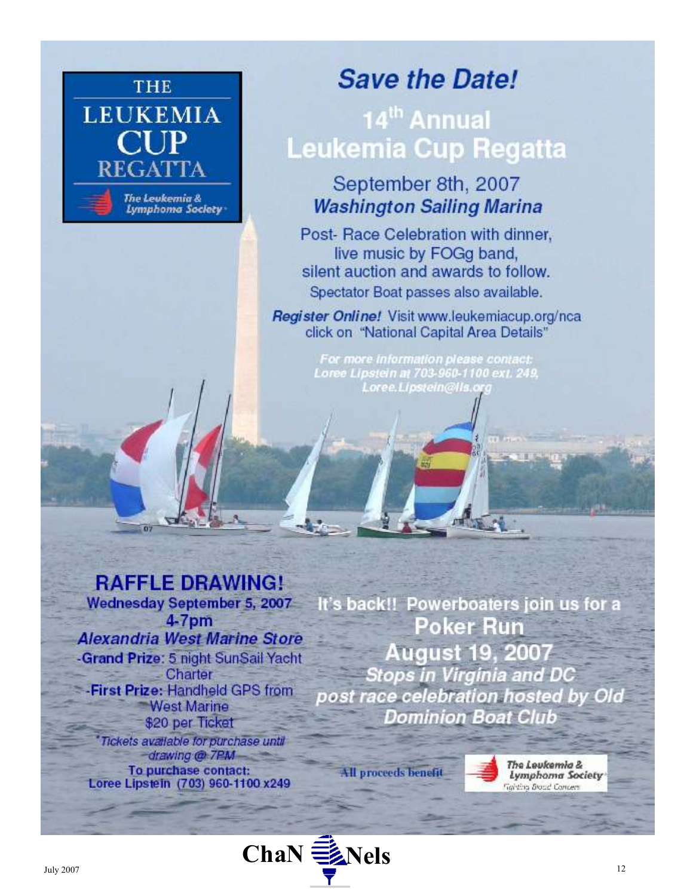THE LEUKEMIA CUP REGATTA

The Leukemia & Lymphoma Society

# Save the Date!

## 14th Annual Leukemia Cup Regatta

### September 8th, 2007
### *Washington Sailing Marina*

Post- Race Celebration with dinner, live music by FOGg band, silent auction and awards to follow.

Spectator Boat passes also available.

***Register Online!*** Visit www.leukemiacup.org/nca click on "National Capital Area Details"

*For more information please contact: Loree Lipstein at 703-960-1100 ext. 249, Loree.Lipstein@lls.org*

## RAFFLE DRAWING!

**Wednesday September 5, 2007**
**4-7pm**
***Alexandria West Marine Store***

-**Grand Prize**: 5 night SunSail Yacht Charter

-**First Prize:** Handheld GPS from West Marine

$20 per Ticket

*Tickets available for purchase until drawing @ 7PM*

**To purchase contact:**
**Loree Lipstein (703) 960-1100 x249**

**It's back!! Powerboaters join us for a**

## Poker Run

## August 19, 2007

***Stops in Virginia and DC***

***post race celebration hosted by Old Dominion Boat Club***

**All proceeds benefit** The Leukemia & Lymphoma Society Fighting Blood Cancers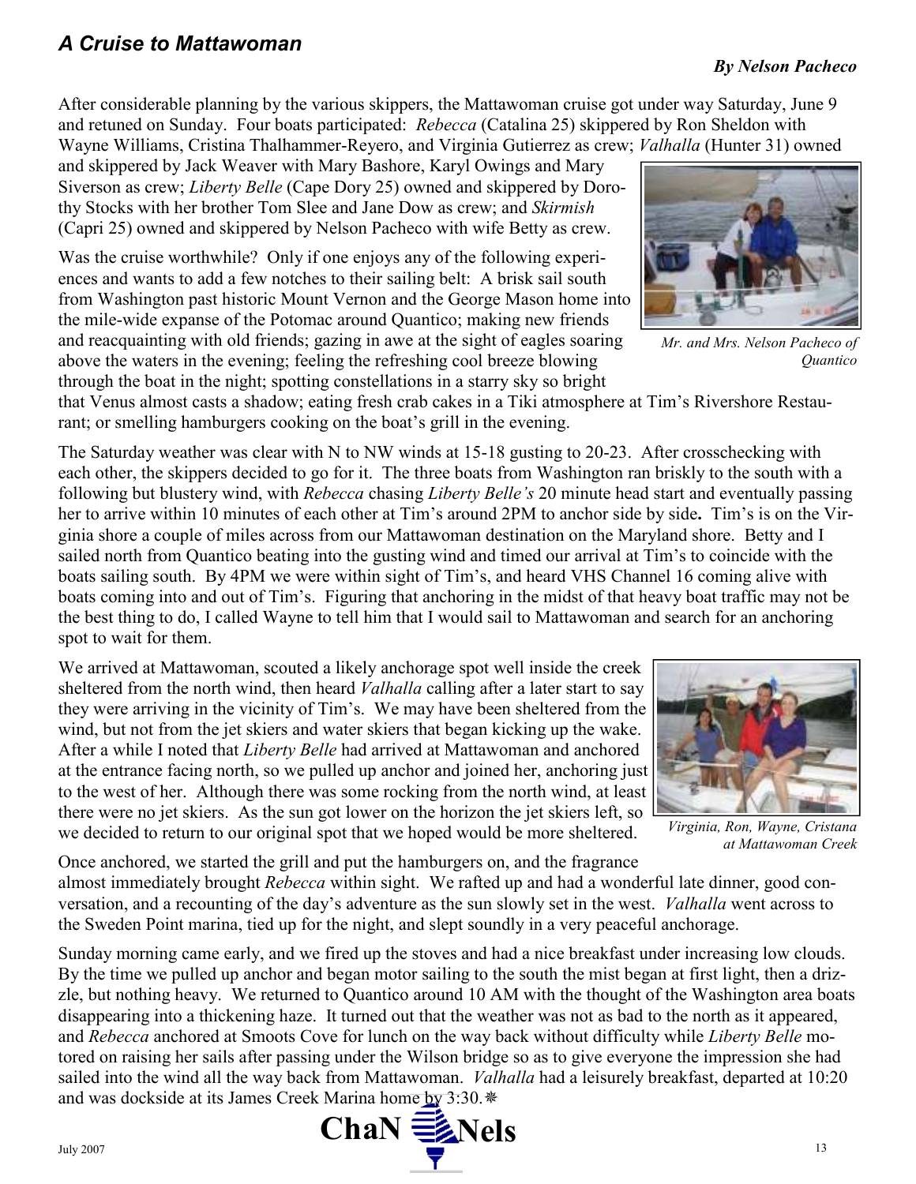## *A Cruise to Mattawoman*

***By Nelson Pacheco***

After considerable planning by the various skippers, the Mattawoman cruise got under way Saturday, June 9 and retuned on Sunday. Four boats participated: *Rebecca* (Catalina 25) skippered by Ron Sheldon with Wayne Williams, Cristina Thalhammer-Reyero, and Virginia Gutierrez as crew; *Valhalla* (Hunter 31) owned and skippered by Jack Weaver with Mary Bashore, Karyl Owings and Mary Siverson as crew; *Liberty Belle* (Cape Dory 25) owned and skippered by Dorothy Stocks with her brother Tom Slee and Jane Dow as crew; and *Skirmish* (Capri 25) owned and skippered by Nelson Pacheco with wife Betty as crew.

*Mr. and Mrs. Nelson Pacheco of Quantico*

Was the cruise worthwhile? Only if one enjoys any of the following experiences and wants to add a few notches to their sailing belt: A brisk sail south from Washington past historic Mount Vernon and the George Mason home into the mile-wide expanse of the Potomac around Quantico; making new friends and reacquainting with old friends; gazing in awe at the sight of eagles soaring above the waters in the evening; feeling the refreshing cool breeze blowing through the boat in the night; spotting constellations in a starry sky so bright that Venus almost casts a shadow; eating fresh crab cakes in a Tiki atmosphere at Tim's Rivershore Restaurant; or smelling hamburgers cooking on the boat's grill in the evening.

The Saturday weather was clear with N to NW winds at 15-18 gusting to 20-23. After crosschecking with each other, the skippers decided to go for it. The three boats from Washington ran briskly to the south with a following but blustery wind, with *Rebecca* chasing *Liberty Belle's* 20 minute head start and eventually passing her to arrive within 10 minutes of each other at Tim's around 2PM to anchor side by side**.** Tim's is on the Virginia shore a couple of miles across from our Mattawoman destination on the Maryland shore. Betty and I sailed north from Quantico beating into the gusting wind and timed our arrival at Tim's to coincide with the boats sailing south. By 4PM we were within sight of Tim's, and heard VHS Channel 16 coming alive with boats coming into and out of Tim's. Figuring that anchoring in the midst of that heavy boat traffic may not be the best thing to do, I called Wayne to tell him that I would sail to Mattawoman and search for an anchoring spot to wait for them.

We arrived at Mattawoman, scouted a likely anchorage spot well inside the creek sheltered from the north wind, then heard *Valhalla* calling after a later start to say they were arriving in the vicinity of Tim's. We may have been sheltered from the wind, but not from the jet skiers and water skiers that began kicking up the wake. After a while I noted that *Liberty Belle* had arrived at Mattawoman and anchored at the entrance facing north, so we pulled up anchor and joined her, anchoring just to the west of her. Although there was some rocking from the north wind, at least there were no jet skiers. As the sun got lower on the horizon the jet skiers left, so we decided to return to our original spot that we hoped would be more sheltered.

*Virginia, Ron, Wayne, Cristana at Mattawoman Creek*

Once anchored, we started the grill and put the hamburgers on, and the fragrance almost immediately brought *Rebecca* within sight. We rafted up and had a wonderful late dinner, good conversation, and a recounting of the day's adventure as the sun slowly set in the west. *Valhalla* went across to the Sweden Point marina, tied up for the night, and slept soundly in a very peaceful anchorage.

Sunday morning came early, and we fired up the stoves and had a nice breakfast under increasing low clouds. By the time we pulled up anchor and began motor sailing to the south the mist began at first light, then a drizzle, but nothing heavy. We returned to Quantico around 10 AM with the thought of the Washington area boats disappearing into a thickening haze. It turned out that the weather was not as bad to the north as it appeared, and *Rebecca* anchored at Smoots Cove for lunch on the way back without difficulty while *Liberty Belle* motored on raising her sails after passing under the Wilson bridge so as to give everyone the impression she had sailed into the wind all the way back from Mattawoman. *Valhalla* had a leisurely breakfast, departed at 10:20 and was dockside at its James Creek Marina home by 3:30. ❋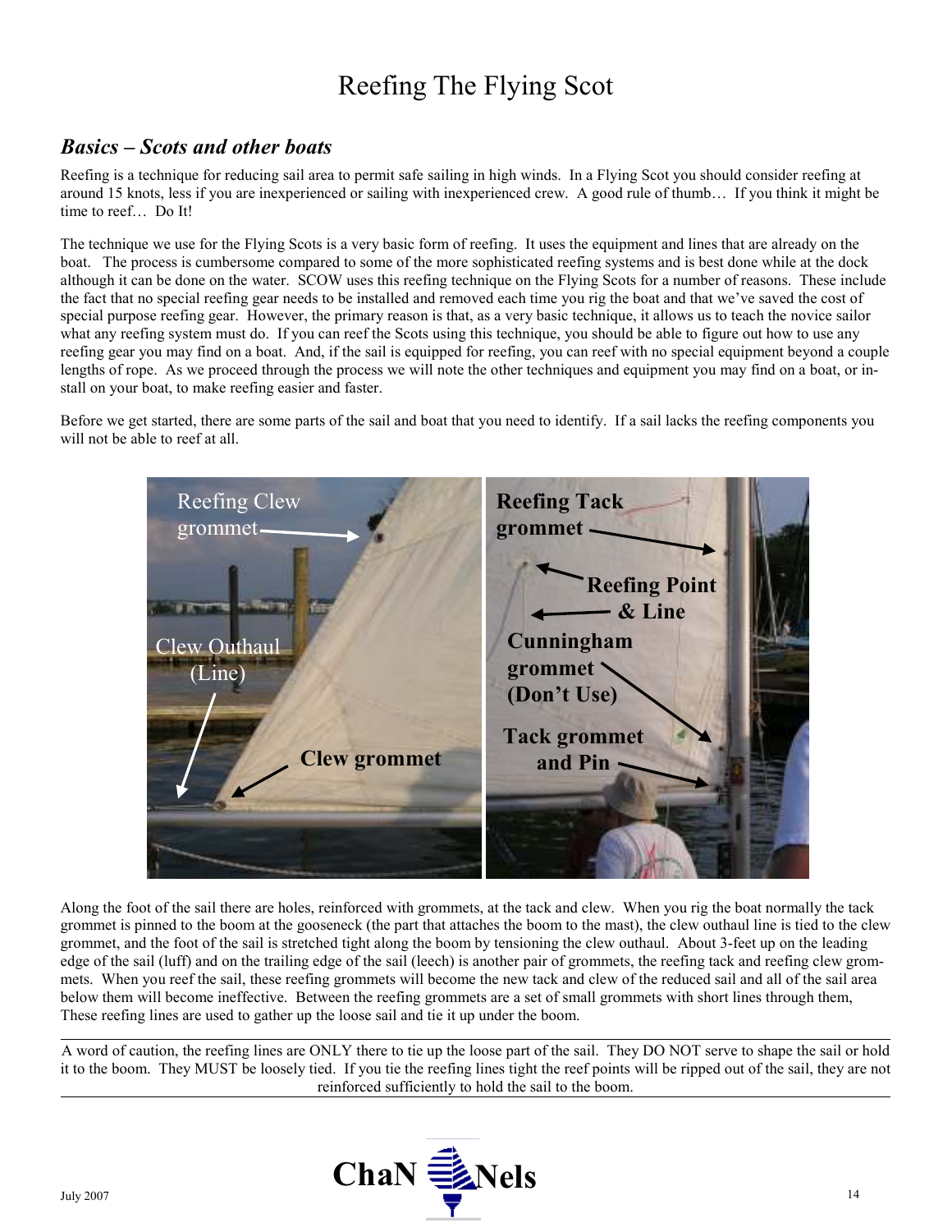# Reefing The Flying Scot

## *Basics – Scots and other boats*

Reefing is a technique for reducing sail area to permit safe sailing in high winds. In a Flying Scot you should consider reefing at around 15 knots, less if you are inexperienced or sailing with inexperienced crew. A good rule of thumb… If you think it might be time to reef… Do It!

The technique we use for the Flying Scots is a very basic form of reefing. It uses the equipment and lines that are already on the boat. The process is cumbersome compared to some of the more sophisticated reefing systems and is best done while at the dock although it can be done on the water. SCOW uses this reefing technique on the Flying Scots for a number of reasons. These include the fact that no special reefing gear needs to be installed and removed each time you rig the boat and that we've saved the cost of special purpose reefing gear. However, the primary reason is that, as a very basic technique, it allows us to teach the novice sailor what any reefing system must do. If you can reef the Scots using this technique, you should be able to figure out how to use any reefing gear you may find on a boat. And, if the sail is equipped for reefing, you can reef with no special equipment beyond a couple lengths of rope. As we proceed through the process we will note the other techniques and equipment you may find on a boat, or install on your boat, to make reefing easier and faster.

Before we get started, there are some parts of the sail and boat that you need to identify. If a sail lacks the reefing components you will not be able to reef at all.

Reefing Clew grommet — Clew Outhaul (Line) — Clew grommet

Reefing Tack grommet — Reefing Point & Line — Cunningham grommet (Don't Use) — Tack grommet and Pin

Along the foot of the sail there are holes, reinforced with grommets, at the tack and clew. When you rig the boat normally the tack grommet is pinned to the boom at the gooseneck (the part that attaches the boom to the mast), the clew outhaul line is tied to the clew grommet, and the foot of the sail is stretched tight along the boom by tensioning the clew outhaul. About 3-feet up on the leading edge of the sail (luff) and on the trailing edge of the sail (leech) is another pair of grommets, the reefing tack and reefing clew grommets. When you reef the sail, these reefing grommets will become the new tack and clew of the reduced sail and all of the sail area below them will become ineffective. Between the reefing grommets are a set of small grommets with short lines through them, These reefing lines are used to gather up the loose sail and tie it up under the boom.

---

A word of caution, the reefing lines are ONLY there to tie up the loose part of the sail. They DO NOT serve to shape the sail or hold it to the boom. They MUST be loosely tied. If you tie the reefing lines tight the reef points will be ripped out of the sail, they are not reinforced sufficiently to hold the sail to the boom.

---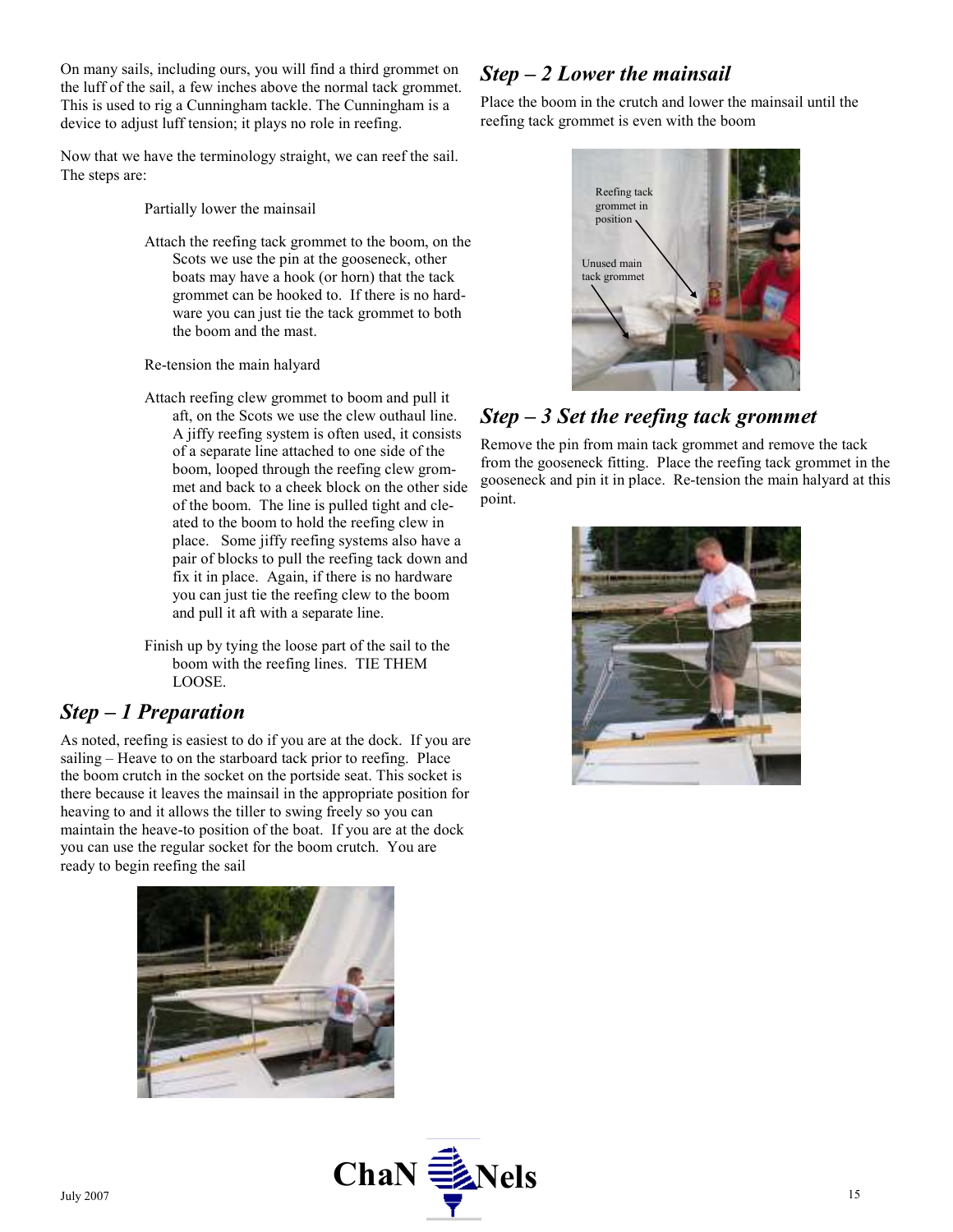On many sails, including ours, you will find a third grommet on the luff of the sail, a few inches above the normal tack grommet. This is used to rig a Cunningham tackle. The Cunningham is a device to adjust luff tension; it plays no role in reefing.

Now that we have the terminology straight, we can reef the sail. The steps are:

Partially lower the mainsail

Attach the reefing tack grommet to the boom, on the Scots we use the pin at the gooseneck, other boats may have a hook (or horn) that the tack grommet can be hooked to. If there is no hardware you can just tie the tack grommet to both the boom and the mast.

Re-tension the main halyard

Attach reefing clew grommet to boom and pull it aft, on the Scots we use the clew outhaul line. A jiffy reefing system is often used, it consists of a separate line attached to one side of the boom, looped through the reefing clew grommet and back to a cheek block on the other side of the boom. The line is pulled tight and cleated to the boom to hold the reefing clew in place. Some jiffy reefing systems also have a pair of blocks to pull the reefing tack down and fix it in place. Again, if there is no hardware you can just tie the reefing clew to the boom and pull it aft with a separate line.

Finish up by tying the loose part of the sail to the boom with the reefing lines. TIE THEM LOOSE.

## *Step – 1 Preparation*

As noted, reefing is easiest to do if you are at the dock. If you are sailing – Heave to on the starboard tack prior to reefing. Place the boom crutch in the socket on the portside seat. This socket is there because it leaves the mainsail in the appropriate position for heaving to and it allows the tiller to swing freely so you can maintain the heave-to position of the boat. If you are at the dock you can use the regular socket for the boom crutch. You are ready to begin reefing the sail

## *Step – 2 Lower the mainsail*

Place the boom in the crutch and lower the mainsail until the reefing tack grommet is even with the boom

## *Step – 3 Set the reefing tack grommet*

Remove the pin from main tack grommet and remove the tack from the gooseneck fitting. Place the reefing tack grommet in the gooseneck and pin it in place. Re-tension the main halyard at this point.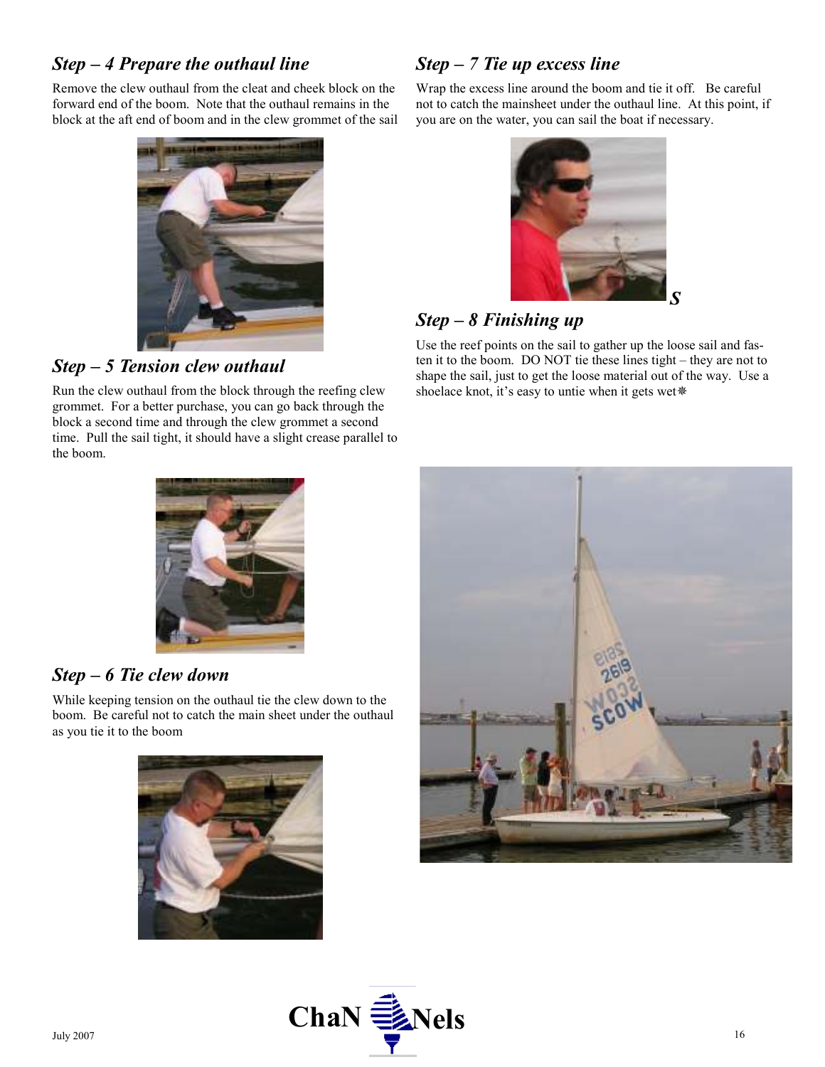### *Step – 4 Prepare the outhaul line*

Remove the clew outhaul from the cleat and cheek block on the forward end of the boom. Note that the outhaul remains in the block at the aft end of boom and in the clew grommet of the sail

### *Step – 5 Tension clew outhaul*

Run the clew outhaul from the block through the reefing clew grommet. For a better purchase, you can go back through the block a second time and through the clew grommet a second time. Pull the sail tight, it should have a slight crease parallel to the boom.

### *Step – 6 Tie clew down*

While keeping tension on the outhaul tie the clew down to the boom. Be careful not to catch the main sheet under the outhaul as you tie it to the boom

### *Step – 7 Tie up excess line*

Wrap the excess line around the boom and tie it off. Be careful not to catch the mainsheet under the outhaul line. At this point, if you are on the water, you can sail the boat if necessary.

### *Step – 8 Finishing up*

Use the reef points on the sail to gather up the loose sail and fasten it to the boom. DO NOT tie these lines tight – they are not to shape the sail, just to get the loose material out of the way. Use a shoelace knot, it's easy to untie when it gets wet❋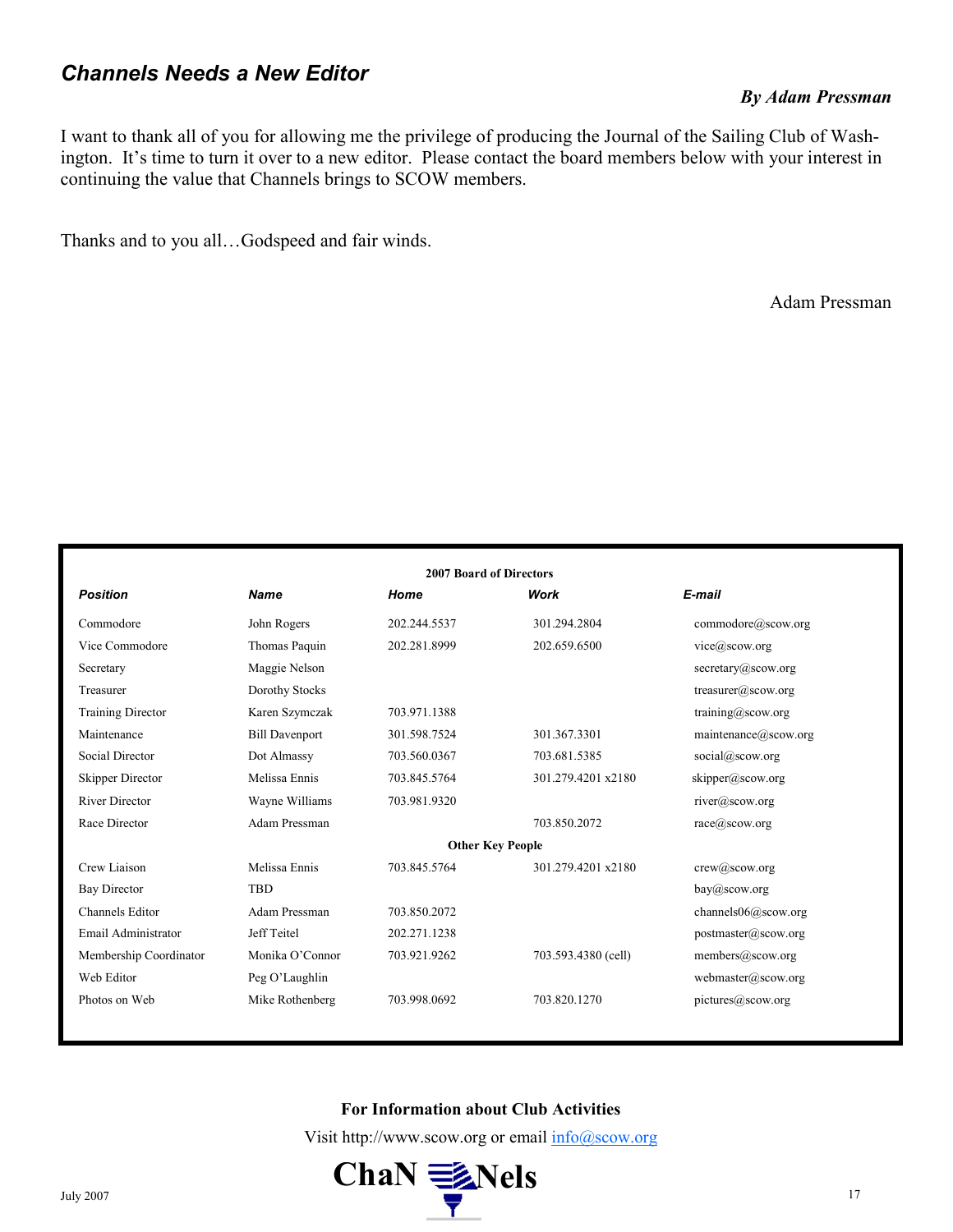## *Channels Needs a New Editor*

***By Adam Pressman***

I want to thank all of you for allowing me the privilege of producing the Journal of the Sailing Club of Washington. It's time to turn it over to a new editor. Please contact the board members below with your interest in continuing the value that Channels brings to SCOW members.

Thanks and to you all…Godspeed and fair winds.

Adam Pressman

**2007 Board of Directors**

| *Position* | *Name* | *Home* | *Work* | *E-mail* |
|---|---|---|---|---|
| Commodore | John Rogers | 202.244.5537 | 301.294.2804 | commodore@scow.org |
| Vice Commodore | Thomas Paquin | 202.281.8999 | 202.659.6500 | vice@scow.org |
| Secretary | Maggie Nelson | | | secretary@scow.org |
| Treasurer | Dorothy Stocks | | | treasurer@scow.org |
| Training Director | Karen Szymczak | 703.971.1388 | | training@scow.org |
| Maintenance | Bill Davenport | 301.598.7524 | 301.367.3301 | maintenance@scow.org |
| Social Director | Dot Almassy | 703.560.0367 | 703.681.5385 | social@scow.org |
| Skipper Director | Melissa Ennis | 703.845.5764 | 301.279.4201 x2180 | skipper@scow.org |
| River Director | Wayne Williams | 703.981.9320 | | river@scow.org |
| Race Director | Adam Pressman | | 703.850.2072 | race@scow.org |
| **Other Key People** | | | | |
| Crew Liaison | Melissa Ennis | 703.845.5764 | 301.279.4201 x2180 | crew@scow.org |
| Bay Director | TBD | | | bay@scow.org |
| Channels Editor | Adam Pressman | 703.850.2072 | | channels06@scow.org |
| Email Administrator | Jeff Teitel | 202.271.1238 | | postmaster@scow.org |
| Membership Coordinator | Monika O'Connor | 703.921.9262 | 703.593.4380 (cell) | members@scow.org |
| Web Editor | Peg O'Laughlin | | | webmaster@scow.org |
| Photos on Web | Mike Rothenberg | 703.998.0692 | 703.820.1270 | pictures@scow.org |

**For Information about Club Activities**

Visit http://www.scow.org or email info@scow.org